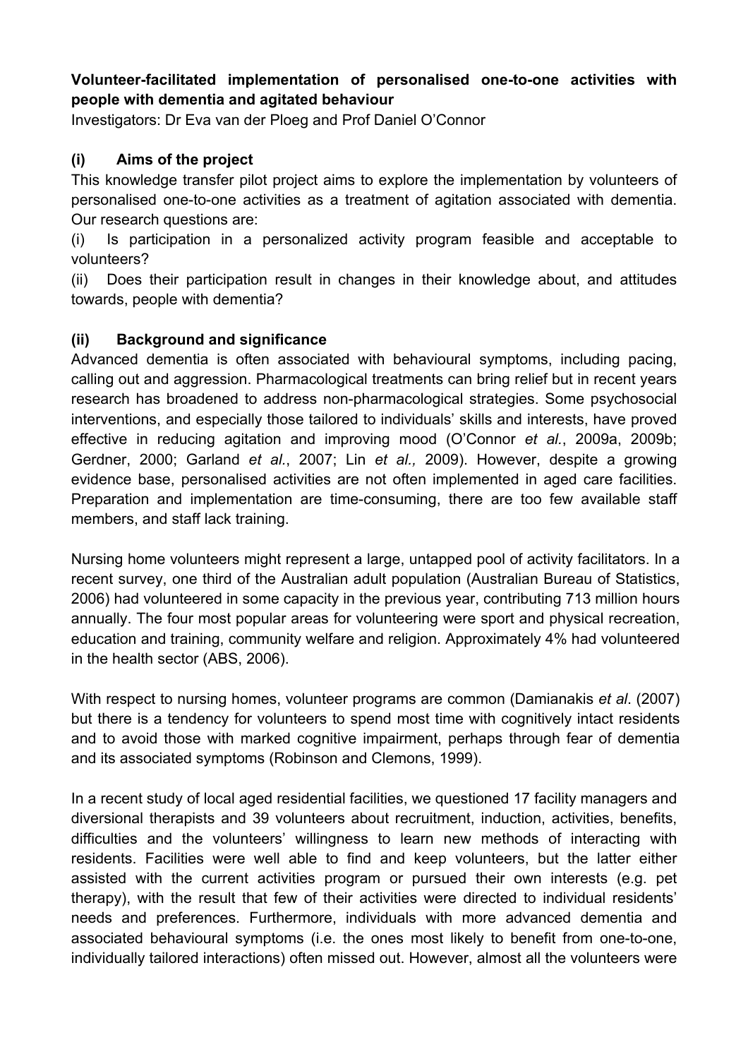**Volunteer-facilitated implementation of personalised one-to-one activities with people with dementia and agitated behaviour**

Investigators: Dr Eva van der Ploeg and Prof Daniel O'Connor

## (i) Aims of the project

This knowledge transfer pilot project aims to explore the implementation by volunteers of personalised one-to-one activities as a treatment of agitation associated with dementia. Our research questions are:

(i) Is participation in a personalized activity program feasible and acceptable to volunteers?

(ii) Does their participation result in changes in their knowledge about, and attitudes towards, people with dementia?

## (ii) Background and significance

Advanced dementia is often associated with behavioural symptoms, including pacing, calling out and aggression. Pharmacological treatments can bring relief but in recent years research has broadened to address non-pharmacological strategies. Some psychosocial interventions, and especially those tailored to individuals' skills and interests, have proved effective in reducing agitation and improving mood (O'Connor *et al.*, 2009a, 2009b; Gerdner, 2000; Garland *et al.*, 2007; Lin *et al.,* 2009). However, despite a growing evidence base, personalised activities are not often implemented in aged care facilities. Preparation and implementation are time-consuming, there are too few available staff members, and staff lack training.

Nursing home volunteers might represent a large, untapped pool of activity facilitators. In a recent survey, one third of the Australian adult population (Australian Bureau of Statistics, 2006) had volunteered in some capacity in the previous year, contributing 713 million hours annually. The four most popular areas for volunteering were sport and physical recreation, education and training, community welfare and religion. Approximately 4% had volunteered in the health sector (ABS, 2006).

With respect to nursing homes, volunteer programs are common (Damianakis *et al*. (2007) but there is a tendency for volunteers to spend most time with cognitively intact residents and to avoid those with marked cognitive impairment, perhaps through fear of dementia and its associated symptoms (Robinson and Clemons, 1999).

In a recent study of local aged residential facilities, we questioned 17 facility managers and diversional therapists and 39 volunteers about recruitment, induction, activities, benefits, difficulties and the volunteers' willingness to learn new methods of interacting with residents. Facilities were well able to find and keep volunteers, but the latter either assisted with the current activities program or pursued their own interests (e.g. pet therapy), with the result that few of their activities were directed to individual residents' needs and preferences. Furthermore, individuals with more advanced dementia and associated behavioural symptoms (i.e. the ones most likely to benefit from one-to-one, individually tailored interactions) often missed out. However, almost all the volunteers were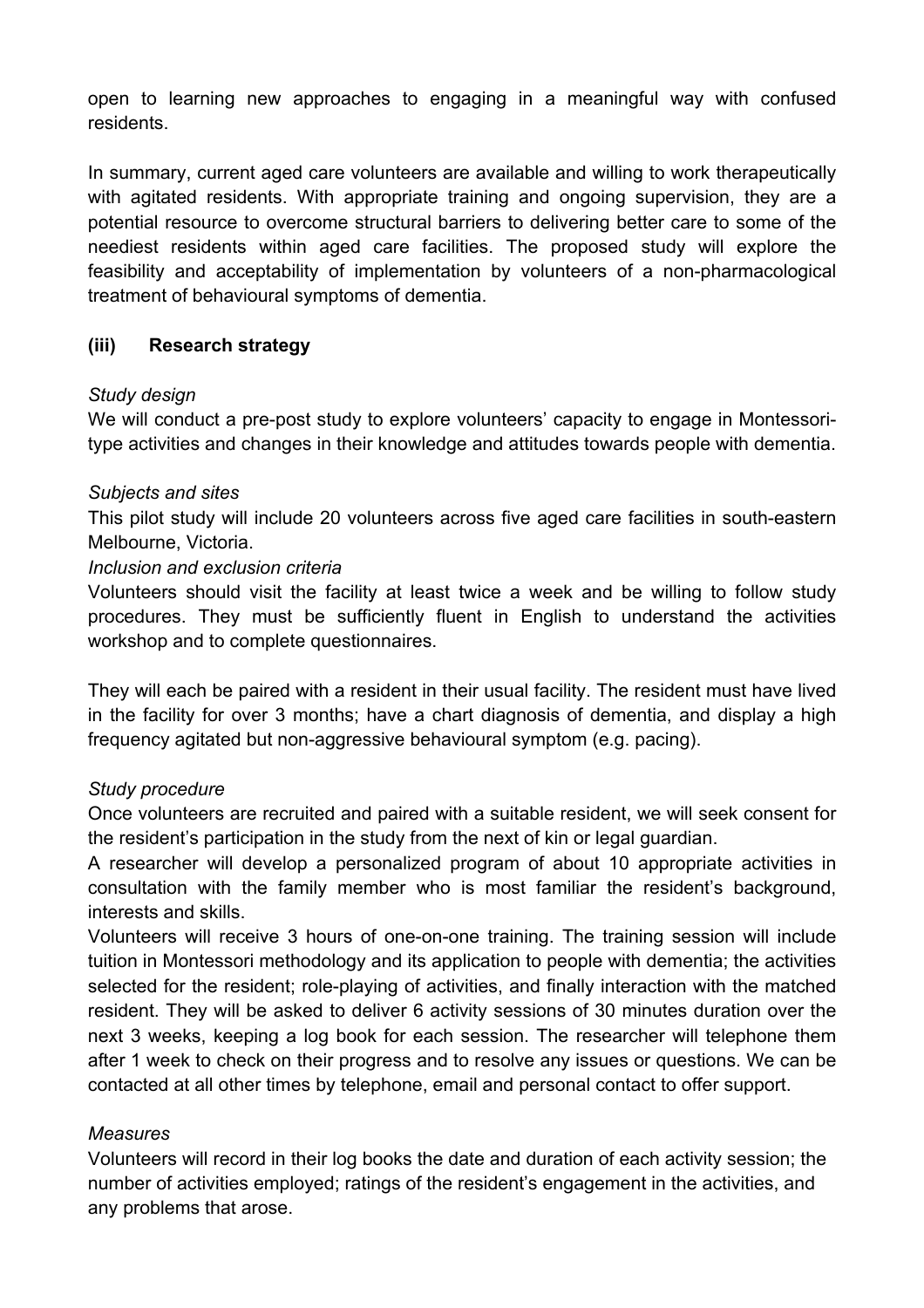open to learning new approaches to engaging in a meaningful way with confused residents.

In summary, current aged care volunteers are available and willing to work therapeutically with agitated residents. With appropriate training and ongoing supervision, they are a potential resource to overcome structural barriers to delivering better care to some of the neediest residents within aged care facilities. The proposed study will explore the feasibility and acceptability of implementation by volunteers of a non-pharmacological treatment of behavioural symptoms of dementia.

### (iii) Research strategy

*Study design*

We will conduct a pre-post study to explore volunteers' capacity to engage in Montessori-type activities and changes in their knowledge and attitudes towards people with dementia.

*Subjects and sites*

This pilot study will include 20 volunteers across five aged care facilities in south-eastern Melbourne, Victoria.

*Inclusion and exclusion criteria*

Volunteers should visit the facility at least twice a week and be willing to follow study procedures. They must be sufficiently fluent in English to understand the activities workshop and to complete questionnaires.

They will each be paired with a resident in their usual facility. The resident must have lived in the facility for over 3 months; have a chart diagnosis of dementia, and display a high frequency agitated but non-aggressive behavioural symptom (e.g. pacing).

*Study procedure*

Once volunteers are recruited and paired with a suitable resident, we will seek consent for the resident's participation in the study from the next of kin or legal guardian.

A researcher will develop a personalized program of about 10 appropriate activities in consultation with the family member who is most familiar the resident's background, interests and skills.

Volunteers will receive 3 hours of one-on-one training. The training session will include tuition in Montessori methodology and its application to people with dementia; the activities selected for the resident; role-playing of activities, and finally interaction with the matched resident. They will be asked to deliver 6 activity sessions of 30 minutes duration over the next 3 weeks, keeping a log book for each session. The researcher will telephone them after 1 week to check on their progress and to resolve any issues or questions. We can be contacted at all other times by telephone, email and personal contact to offer support.

*Measures*

Volunteers will record in their log books the date and duration of each activity session; the number of activities employed; ratings of the resident's engagement in the activities, and any problems that arose.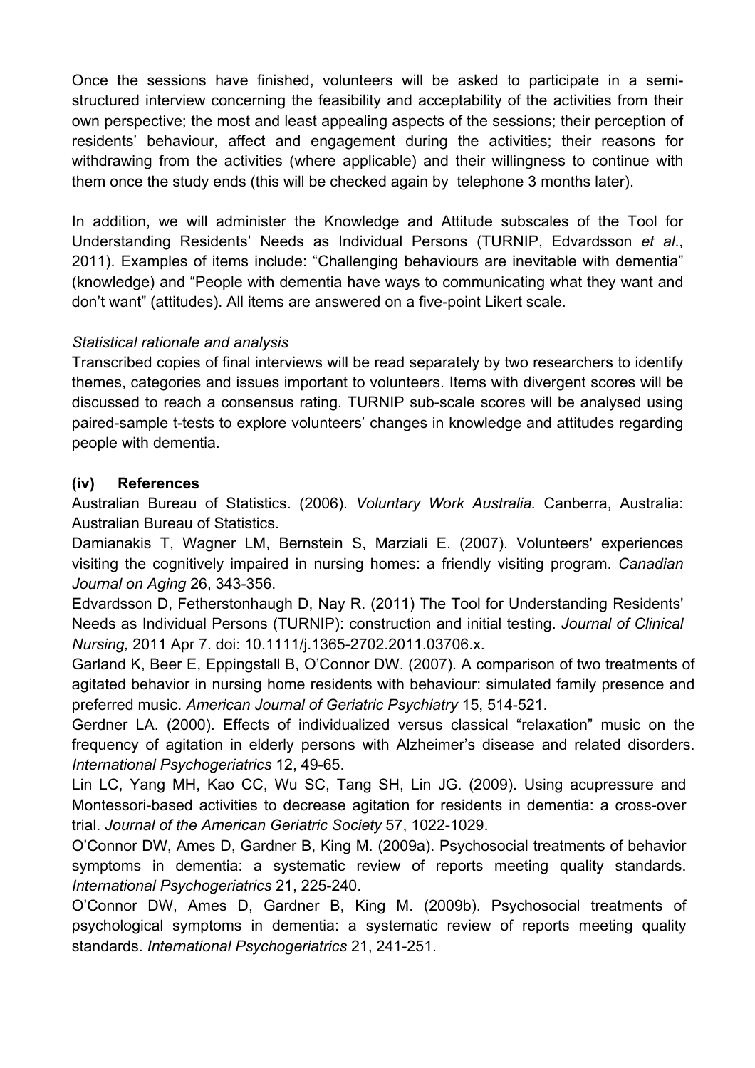Once the sessions have finished, volunteers will be asked to participate in a semi-structured interview concerning the feasibility and acceptability of the activities from their own perspective; the most and least appealing aspects of the sessions; their perception of residents' behaviour, affect and engagement during the activities; their reasons for withdrawing from the activities (where applicable) and their willingness to continue with them once the study ends (this will be checked again by telephone 3 months later).

In addition, we will administer the Knowledge and Attitude subscales of the Tool for Understanding Residents' Needs as Individual Persons (TURNIP, Edvardsson *et al*., 2011). Examples of items include: "Challenging behaviours are inevitable with dementia" (knowledge) and "People with dementia have ways to communicating what they want and don't want" (attitudes). All items are answered on a five-point Likert scale.

*Statistical rationale and analysis*

Transcribed copies of final interviews will be read separately by two researchers to identify themes, categories and issues important to volunteers. Items with divergent scores will be discussed to reach a consensus rating. TURNIP sub-scale scores will be analysed using paired-sample t-tests to explore volunteers' changes in knowledge and attitudes regarding people with dementia.

### (iv) References

Australian Bureau of Statistics. (2006). *Voluntary Work Australia.* Canberra, Australia: Australian Bureau of Statistics.

Damianakis T, Wagner LM, Bernstein S, Marziali E. (2007). Volunteers' experiences visiting the cognitively impaired in nursing homes: a friendly visiting program. *Canadian Journal on Aging* 26, 343-356.

Edvardsson D, Fetherstonhaugh D, Nay R. (2011) The Tool for Understanding Residents' Needs as Individual Persons (TURNIP): construction and initial testing. *Journal of Clinical Nursing,* 2011 Apr 7. doi: 10.1111/j.1365-2702.2011.03706.x.

Garland K, Beer E, Eppingstall B, O'Connor DW. (2007). A comparison of two treatments of agitated behavior in nursing home residents with behaviour: simulated family presence and preferred music. *American Journal of Geriatric Psychiatry* 15, 514-521.

Gerdner LA. (2000). Effects of individualized versus classical "relaxation" music on the frequency of agitation in elderly persons with Alzheimer's disease and related disorders. *International Psychogeriatrics* 12, 49-65.

Lin LC, Yang MH, Kao CC, Wu SC, Tang SH, Lin JG. (2009). Using acupressure and Montessori-based activities to decrease agitation for residents in dementia: a cross-over trial. *Journal of the American Geriatric Society* 57, 1022-1029.

O'Connor DW, Ames D, Gardner B, King M. (2009a). Psychosocial treatments of behavior symptoms in dementia: a systematic review of reports meeting quality standards. *International Psychogeriatrics* 21, 225-240.

O'Connor DW, Ames D, Gardner B, King M. (2009b). Psychosocial treatments of psychological symptoms in dementia: a systematic review of reports meeting quality standards. *International Psychogeriatrics* 21, 241-251.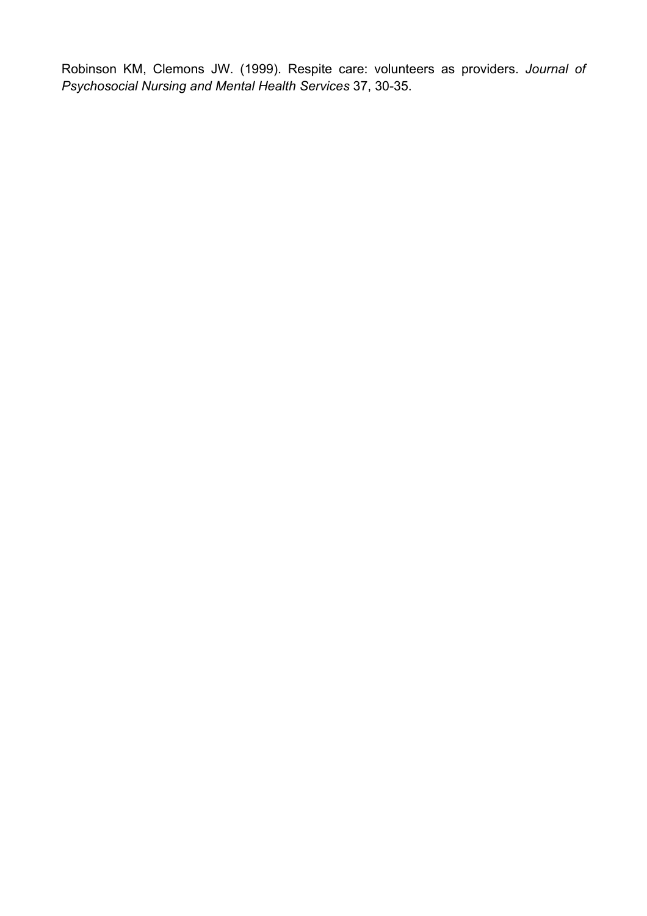Robinson KM, Clemons JW. (1999). Respite care: volunteers as providers. *Journal of Psychosocial Nursing and Mental Health Services* 37, 30-35.